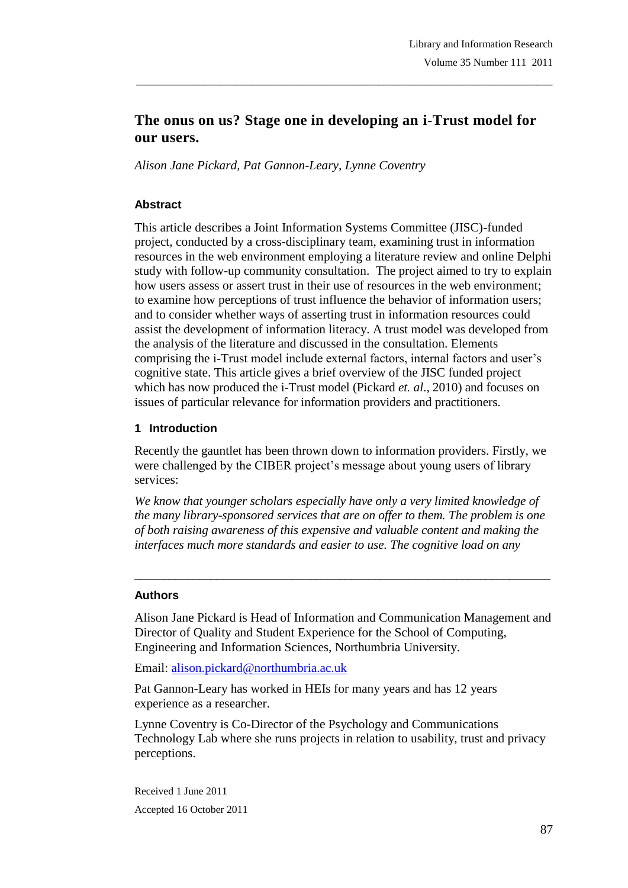# The onus on us? Stage one in developing an i-Trust model for our users.

*Alison Jane Pickard, Pat Gannon-Leary, Lynne Coventry*

### Abstract

This article describes a Joint Information Systems Committee (JISC)-funded project, conducted by a cross-disciplinary team, examining trust in information resources in the web environment employing a literature review and online Delphi study with follow-up community consultation. The project aimed to try to explain how users assess or assert trust in their use of resources in the web environment; to examine how perceptions of trust influence the behavior of information users; and to consider whether ways of asserting trust in information resources could assist the development of information literacy. A trust model was developed from the analysis of the literature and discussed in the consultation. Elements comprising the i-Trust model include external factors, internal factors and user's cognitive state. This article gives a brief overview of the JISC funded project which has now produced the i-Trust model (Pickard *et. al*., 2010) and focuses on issues of particular relevance for information providers and practitioners.

## 1 Introduction

Recently the gauntlet has been thrown down to information providers. Firstly, we were challenged by the CIBER project's message about young users of library services:

*We know that younger scholars especially have only a very limited knowledge of the many library-sponsored services that are on offer to them. The problem is one of both raising awareness of this expensive and valuable content and making the interfaces much more standards and easier to use. The cognitive load on any*

---

### Authors

Alison Jane Pickard is Head of Information and Communication Management and Director of Quality and Student Experience for the School of Computing, Engineering and Information Sciences, Northumbria University.

Email: alison.pickard@northumbria.ac.uk

Pat Gannon-Leary has worked in HEIs for many years and has 12 years experience as a researcher.

Lynne Coventry is Co-Director of the Psychology and Communications Technology Lab where she runs projects in relation to usability, trust and privacy perceptions.

Received 1 June 2011

Accepted 16 October 2011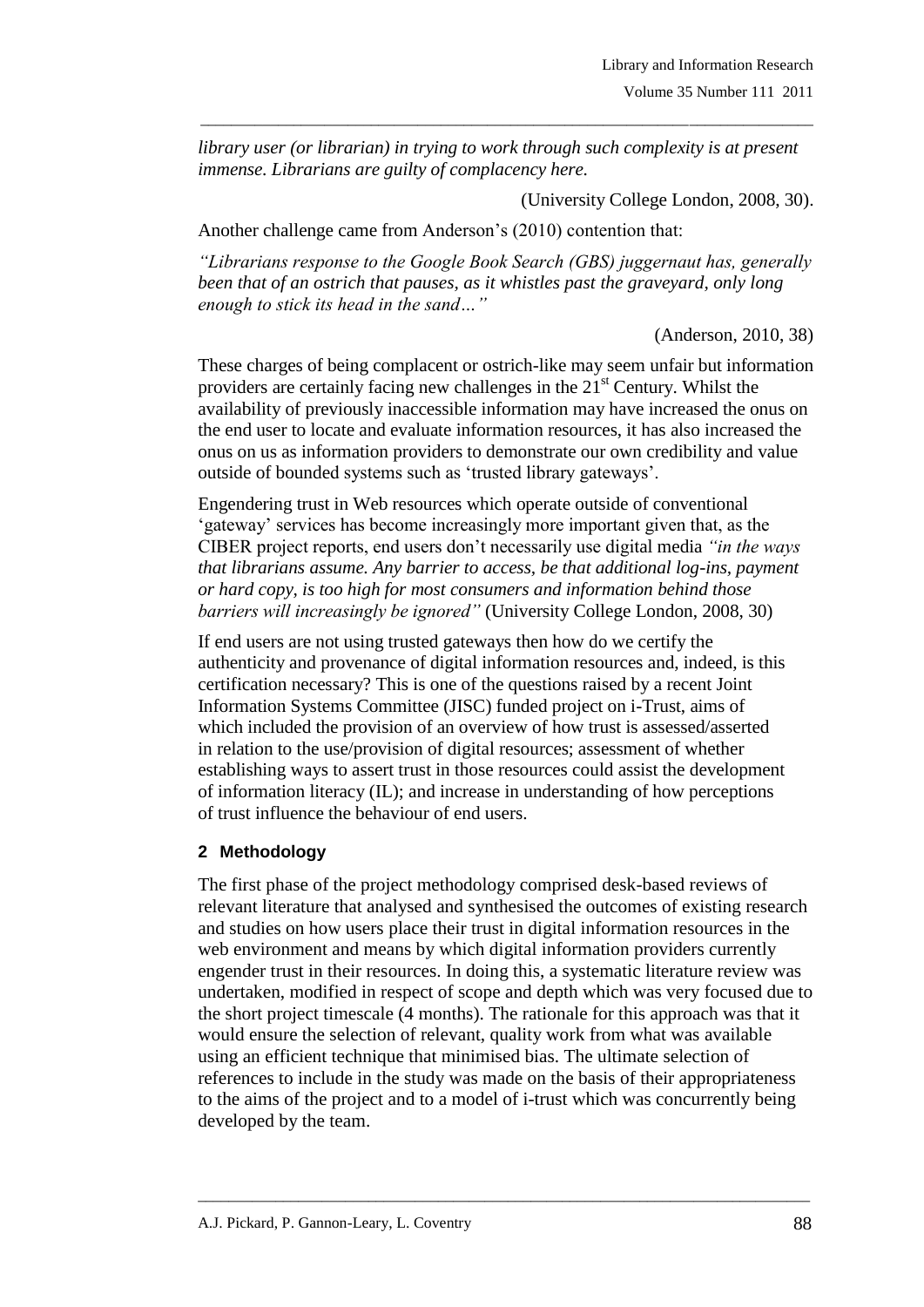*library user (or librarian) in trying to work through such complexity is at present immense. Librarians are guilty of complacency here.*

(University College London, 2008, 30).

Another challenge came from Anderson's (2010) contention that:

*"Librarians response to the Google Book Search (GBS) juggernaut has, generally been that of an ostrich that pauses, as it whistles past the graveyard, only long enough to stick its head in the sand…"*

(Anderson, 2010, 38)

These charges of being complacent or ostrich-like may seem unfair but information providers are certainly facing new challenges in the 21st Century. Whilst the availability of previously inaccessible information may have increased the onus on the end user to locate and evaluate information resources, it has also increased the onus on us as information providers to demonstrate our own credibility and value outside of bounded systems such as 'trusted library gateways'.

Engendering trust in Web resources which operate outside of conventional 'gateway' services has become increasingly more important given that, as the CIBER project reports, end users don't necessarily use digital media *"in the ways that librarians assume. Any barrier to access, be that additional log-ins, payment or hard copy, is too high for most consumers and information behind those barriers will increasingly be ignored"* (University College London, 2008, 30)

If end users are not using trusted gateways then how do we certify the authenticity and provenance of digital information resources and, indeed, is this certification necessary? This is one of the questions raised by a recent Joint Information Systems Committee (JISC) funded project on i-Trust, aims of which included the provision of an overview of how trust is assessed/asserted in relation to the use/provision of digital resources; assessment of whether establishing ways to assert trust in those resources could assist the development of information literacy (IL); and increase in understanding of how perceptions of trust influence the behaviour of end users.

## 2 Methodology

The first phase of the project methodology comprised desk-based reviews of relevant literature that analysed and synthesised the outcomes of existing research and studies on how users place their trust in digital information resources in the web environment and means by which digital information providers currently engender trust in their resources. In doing this, a systematic literature review was undertaken, modified in respect of scope and depth which was very focused due to the short project timescale (4 months). The rationale for this approach was that it would ensure the selection of relevant, quality work from what was available using an efficient technique that minimised bias. The ultimate selection of references to include in the study was made on the basis of their appropriateness to the aims of the project and to a model of i-trust which was concurrently being developed by the team.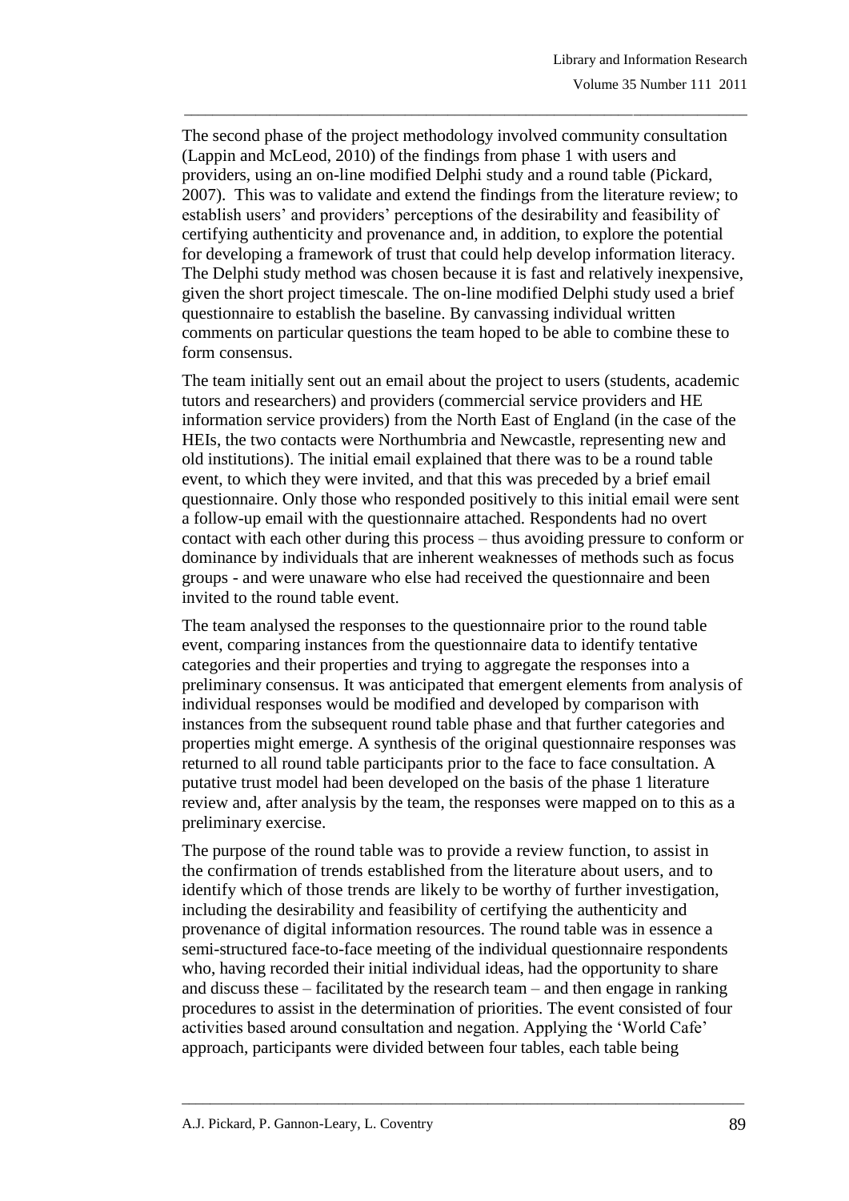The second phase of the project methodology involved community consultation (Lappin and McLeod, 2010) of the findings from phase 1 with users and providers, using an on-line modified Delphi study and a round table (Pickard, 2007). This was to validate and extend the findings from the literature review; to establish users' and providers' perceptions of the desirability and feasibility of certifying authenticity and provenance and, in addition, to explore the potential for developing a framework of trust that could help develop information literacy. The Delphi study method was chosen because it is fast and relatively inexpensive, given the short project timescale. The on-line modified Delphi study used a brief questionnaire to establish the baseline. By canvassing individual written comments on particular questions the team hoped to be able to combine these to form consensus.

The team initially sent out an email about the project to users (students, academic tutors and researchers) and providers (commercial service providers and HE information service providers) from the North East of England (in the case of the HEIs, the two contacts were Northumbria and Newcastle, representing new and old institutions). The initial email explained that there was to be a round table event, to which they were invited, and that this was preceded by a brief email questionnaire. Only those who responded positively to this initial email were sent a follow-up email with the questionnaire attached. Respondents had no overt contact with each other during this process – thus avoiding pressure to conform or dominance by individuals that are inherent weaknesses of methods such as focus groups - and were unaware who else had received the questionnaire and been invited to the round table event.

The team analysed the responses to the questionnaire prior to the round table event, comparing instances from the questionnaire data to identify tentative categories and their properties and trying to aggregate the responses into a preliminary consensus. It was anticipated that emergent elements from analysis of individual responses would be modified and developed by comparison with instances from the subsequent round table phase and that further categories and properties might emerge. A synthesis of the original questionnaire responses was returned to all round table participants prior to the face to face consultation. A putative trust model had been developed on the basis of the phase 1 literature review and, after analysis by the team, the responses were mapped on to this as a preliminary exercise.

The purpose of the round table was to provide a review function, to assist in the confirmation of trends established from the literature about users, and to identify which of those trends are likely to be worthy of further investigation, including the desirability and feasibility of certifying the authenticity and provenance of digital information resources. The round table was in essence a semi-structured face-to-face meeting of the individual questionnaire respondents who, having recorded their initial individual ideas, had the opportunity to share and discuss these – facilitated by the research team – and then engage in ranking procedures to assist in the determination of priorities. The event consisted of four activities based around consultation and negation. Applying the 'World Cafe' approach, participants were divided between four tables, each table being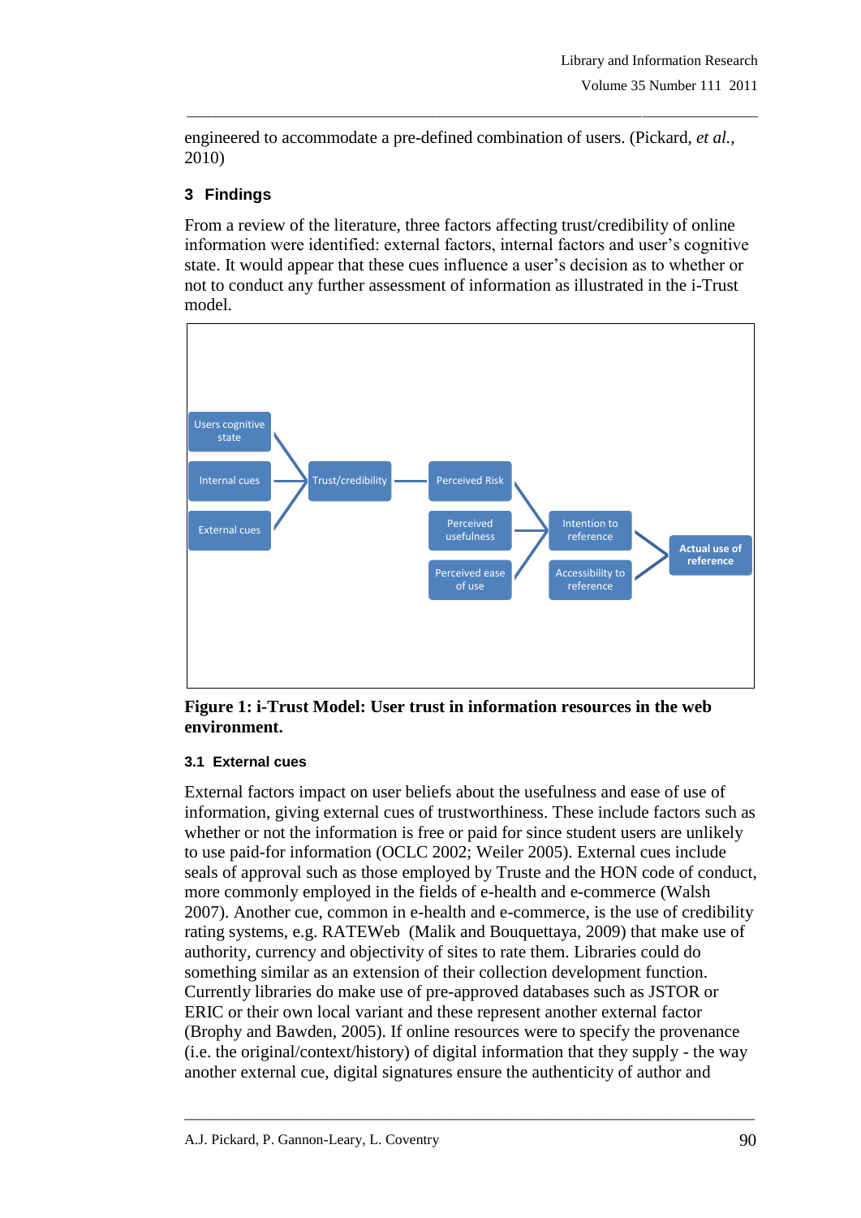engineered to accommodate a pre-defined combination of users. (Pickard, *et al.*, 2010)

## 3 Findings

From a review of the literature, three factors affecting trust/credibility of online information were identified: external factors, internal factors and user's cognitive state. It would appear that these cues influence a user's decision as to whether or not to conduct any further assessment of information as illustrated in the i-Trust model.

**Figure 1: i-Trust Model: User trust in information resources in the web environment.**

### 3.1 External cues

External factors impact on user beliefs about the usefulness and ease of use of information, giving external cues of trustworthiness. These include factors such as whether or not the information is free or paid for since student users are unlikely to use paid-for information (OCLC 2002; Weiler 2005). External cues include seals of approval such as those employed by Truste and the HON code of conduct, more commonly employed in the fields of e-health and e-commerce (Walsh 2007). Another cue, common in e-health and e-commerce, is the use of credibility rating systems, e.g. RATEWeb (Malik and Bouquettaya, 2009) that make use of authority, currency and objectivity of sites to rate them. Libraries could do something similar as an extension of their collection development function. Currently libraries do make use of pre-approved databases such as JSTOR or ERIC or their own local variant and these represent another external factor (Brophy and Bawden, 2005). If online resources were to specify the provenance (i.e. the original/context/history) of digital information that they supply - the way another external cue, digital signatures ensure the authenticity of author and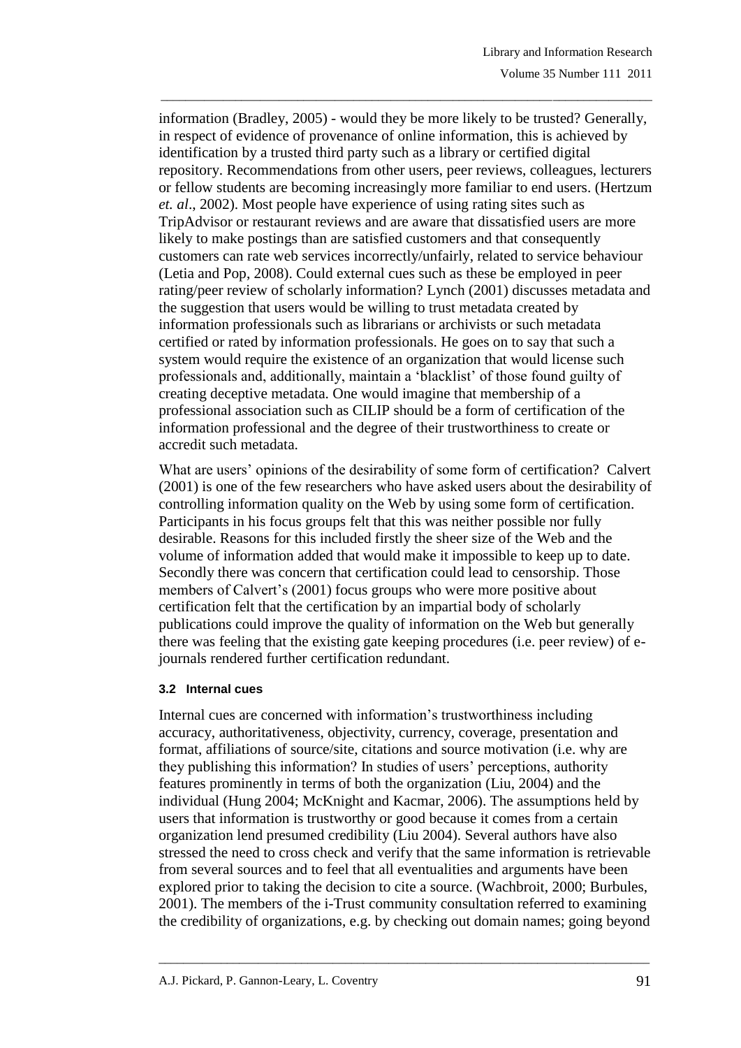information (Bradley, 2005) - would they be more likely to be trusted? Generally, in respect of evidence of provenance of online information, this is achieved by identification by a trusted third party such as a library or certified digital repository. Recommendations from other users, peer reviews, colleagues, lecturers or fellow students are becoming increasingly more familiar to end users. (Hertzum *et. al*., 2002). Most people have experience of using rating sites such as TripAdvisor or restaurant reviews and are aware that dissatisfied users are more likely to make postings than are satisfied customers and that consequently customers can rate web services incorrectly/unfairly, related to service behaviour (Letia and Pop, 2008). Could external cues such as these be employed in peer rating/peer review of scholarly information? Lynch (2001) discusses metadata and the suggestion that users would be willing to trust metadata created by information professionals such as librarians or archivists or such metadata certified or rated by information professionals. He goes on to say that such a system would require the existence of an organization that would license such professionals and, additionally, maintain a 'blacklist' of those found guilty of creating deceptive metadata. One would imagine that membership of a professional association such as CILIP should be a form of certification of the information professional and the degree of their trustworthiness to create or accredit such metadata.

What are users' opinions of the desirability of some form of certification? Calvert (2001) is one of the few researchers who have asked users about the desirability of controlling information quality on the Web by using some form of certification. Participants in his focus groups felt that this was neither possible nor fully desirable. Reasons for this included firstly the sheer size of the Web and the volume of information added that would make it impossible to keep up to date. Secondly there was concern that certification could lead to censorship. Those members of Calvert's (2001) focus groups who were more positive about certification felt that the certification by an impartial body of scholarly publications could improve the quality of information on the Web but generally there was feeling that the existing gate keeping procedures (i.e. peer review) of e-journals rendered further certification redundant.

### 3.2 Internal cues

Internal cues are concerned with information's trustworthiness including accuracy, authoritativeness, objectivity, currency, coverage, presentation and format, affiliations of source/site, citations and source motivation (i.e. why are they publishing this information? In studies of users' perceptions, authority features prominently in terms of both the organization (Liu, 2004) and the individual (Hung 2004; McKnight and Kacmar, 2006). The assumptions held by users that information is trustworthy or good because it comes from a certain organization lend presumed credibility (Liu 2004). Several authors have also stressed the need to cross check and verify that the same information is retrievable from several sources and to feel that all eventualities and arguments have been explored prior to taking the decision to cite a source. (Wachbroit, 2000; Burbules, 2001). The members of the i-Trust community consultation referred to examining the credibility of organizations, e.g. by checking out domain names; going beyond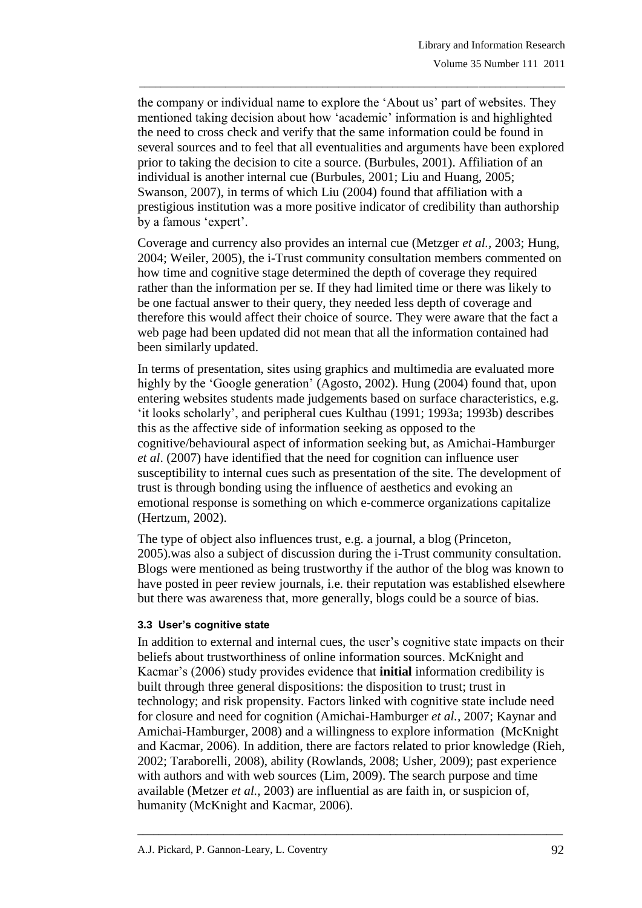the company or individual name to explore the 'About us' part of websites. They mentioned taking decision about how 'academic' information is and highlighted the need to cross check and verify that the same information could be found in several sources and to feel that all eventualities and arguments have been explored prior to taking the decision to cite a source. (Burbules, 2001). Affiliation of an individual is another internal cue (Burbules, 2001; Liu and Huang, 2005; Swanson, 2007), in terms of which Liu (2004) found that affiliation with a prestigious institution was a more positive indicator of credibility than authorship by a famous 'expert'.

Coverage and currency also provides an internal cue (Metzger *et al.*, 2003; Hung, 2004; Weiler, 2005), the i-Trust community consultation members commented on how time and cognitive stage determined the depth of coverage they required rather than the information per se. If they had limited time or there was likely to be one factual answer to their query, they needed less depth of coverage and therefore this would affect their choice of source. They were aware that the fact a web page had been updated did not mean that all the information contained had been similarly updated.

In terms of presentation, sites using graphics and multimedia are evaluated more highly by the 'Google generation' (Agosto, 2002). Hung (2004) found that, upon entering websites students made judgements based on surface characteristics, e.g. 'it looks scholarly', and peripheral cues Kulthau (1991; 1993a; 1993b) describes this as the affective side of information seeking as opposed to the cognitive/behavioural aspect of information seeking but, as Amichai-Hamburger *et al*. (2007) have identified that the need for cognition can influence user susceptibility to internal cues such as presentation of the site. The development of trust is through bonding using the influence of aesthetics and evoking an emotional response is something on which e-commerce organizations capitalize (Hertzum, 2002).

The type of object also influences trust, e.g. a journal, a blog (Princeton, 2005).was also a subject of discussion during the i-Trust community consultation. Blogs were mentioned as being trustworthy if the author of the blog was known to have posted in peer review journals, i.e. their reputation was established elsewhere but there was awareness that, more generally, blogs could be a source of bias.

### 3.3 User's cognitive state

In addition to external and internal cues, the user's cognitive state impacts on their beliefs about trustworthiness of online information sources. McKnight and Kacmar's (2006) study provides evidence that **initial** information credibility is built through three general dispositions: the disposition to trust; trust in technology; and risk propensity. Factors linked with cognitive state include need for closure and need for cognition (Amichai-Hamburger *et al.*, 2007; Kaynar and Amichai-Hamburger, 2008) and a willingness to explore information (McKnight and Kacmar, 2006). In addition, there are factors related to prior knowledge (Rieh, 2002; Taraborelli, 2008), ability (Rowlands, 2008; Usher, 2009); past experience with authors and with web sources (Lim, 2009). The search purpose and time available (Metzer *et al.*, 2003) are influential as are faith in, or suspicion of, humanity (McKnight and Kacmar, 2006).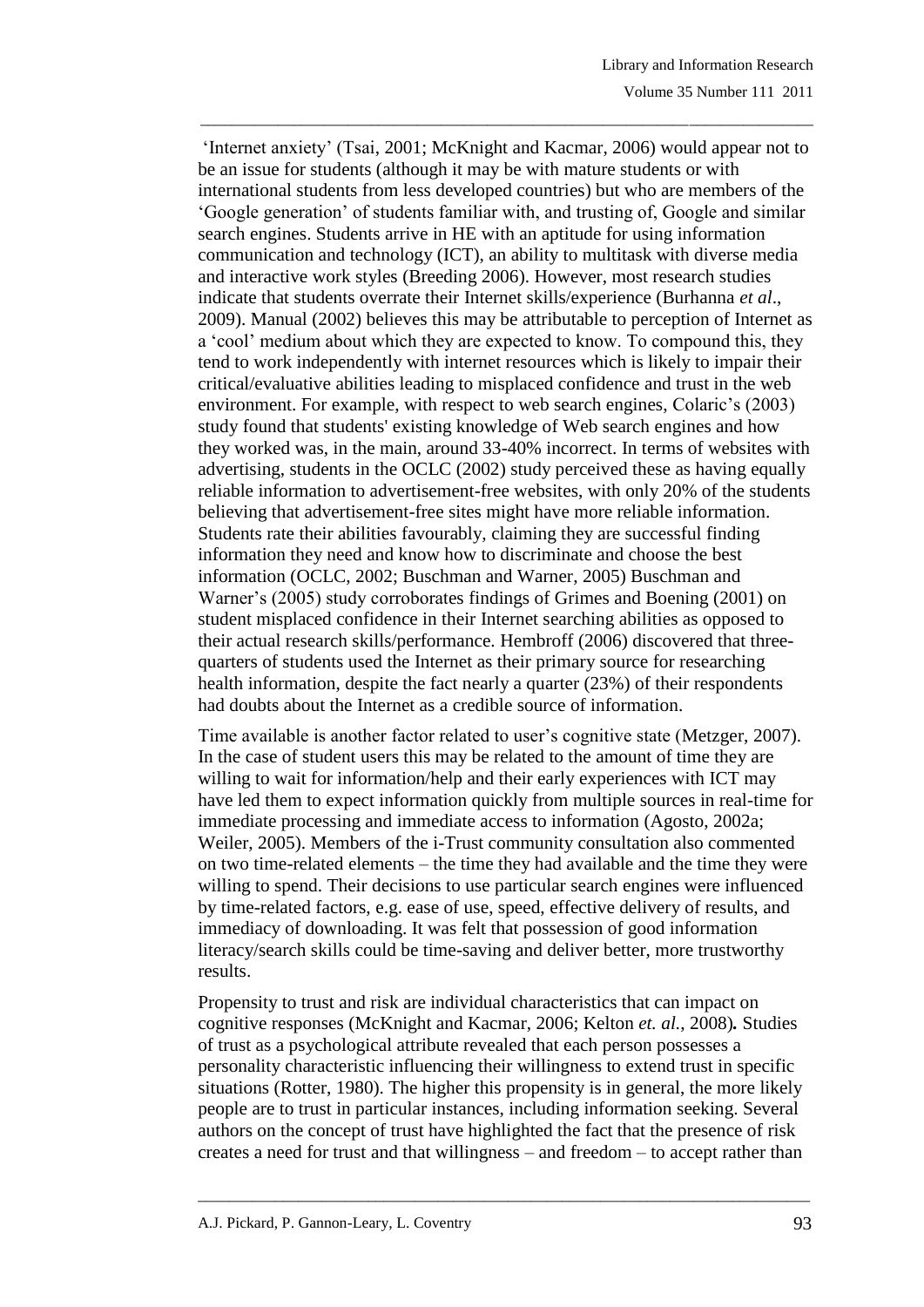'Internet anxiety' (Tsai, 2001; McKnight and Kacmar, 2006) would appear not to be an issue for students (although it may be with mature students or with international students from less developed countries) but who are members of the 'Google generation' of students familiar with, and trusting of, Google and similar search engines. Students arrive in HE with an aptitude for using information communication and technology (ICT), an ability to multitask with diverse media and interactive work styles (Breeding 2006). However, most research studies indicate that students overrate their Internet skills/experience (Burhanna *et al*., 2009). Manual (2002) believes this may be attributable to perception of Internet as a 'cool' medium about which they are expected to know. To compound this, they tend to work independently with internet resources which is likely to impair their critical/evaluative abilities leading to misplaced confidence and trust in the web environment. For example, with respect to web search engines, Colaric's (2003) study found that students' existing knowledge of Web search engines and how they worked was, in the main, around 33-40% incorrect. In terms of websites with advertising, students in the OCLC (2002) study perceived these as having equally reliable information to advertisement-free websites, with only 20% of the students believing that advertisement-free sites might have more reliable information. Students rate their abilities favourably, claiming they are successful finding information they need and know how to discriminate and choose the best information (OCLC, 2002; Buschman and Warner, 2005) Buschman and Warner's (2005) study corroborates findings of Grimes and Boening (2001) on student misplaced confidence in their Internet searching abilities as opposed to their actual research skills/performance. Hembroff (2006) discovered that three-quarters of students used the Internet as their primary source for researching health information, despite the fact nearly a quarter (23%) of their respondents had doubts about the Internet as a credible source of information.

Time available is another factor related to user's cognitive state (Metzger, 2007). In the case of student users this may be related to the amount of time they are willing to wait for information/help and their early experiences with ICT may have led them to expect information quickly from multiple sources in real-time for immediate processing and immediate access to information (Agosto, 2002a; Weiler, 2005). Members of the i-Trust community consultation also commented on two time-related elements – the time they had available and the time they were willing to spend. Their decisions to use particular search engines were influenced by time-related factors, e.g. ease of use, speed, effective delivery of results, and immediacy of downloading. It was felt that possession of good information literacy/search skills could be time-saving and deliver better, more trustworthy results.

Propensity to trust and risk are individual characteristics that can impact on cognitive responses (McKnight and Kacmar, 2006; Kelton *et. al.*, 2008)**.** Studies of trust as a psychological attribute revealed that each person possesses a personality characteristic influencing their willingness to extend trust in specific situations (Rotter, 1980). The higher this propensity is in general, the more likely people are to trust in particular instances, including information seeking. Several authors on the concept of trust have highlighted the fact that the presence of risk creates a need for trust and that willingness – and freedom – to accept rather than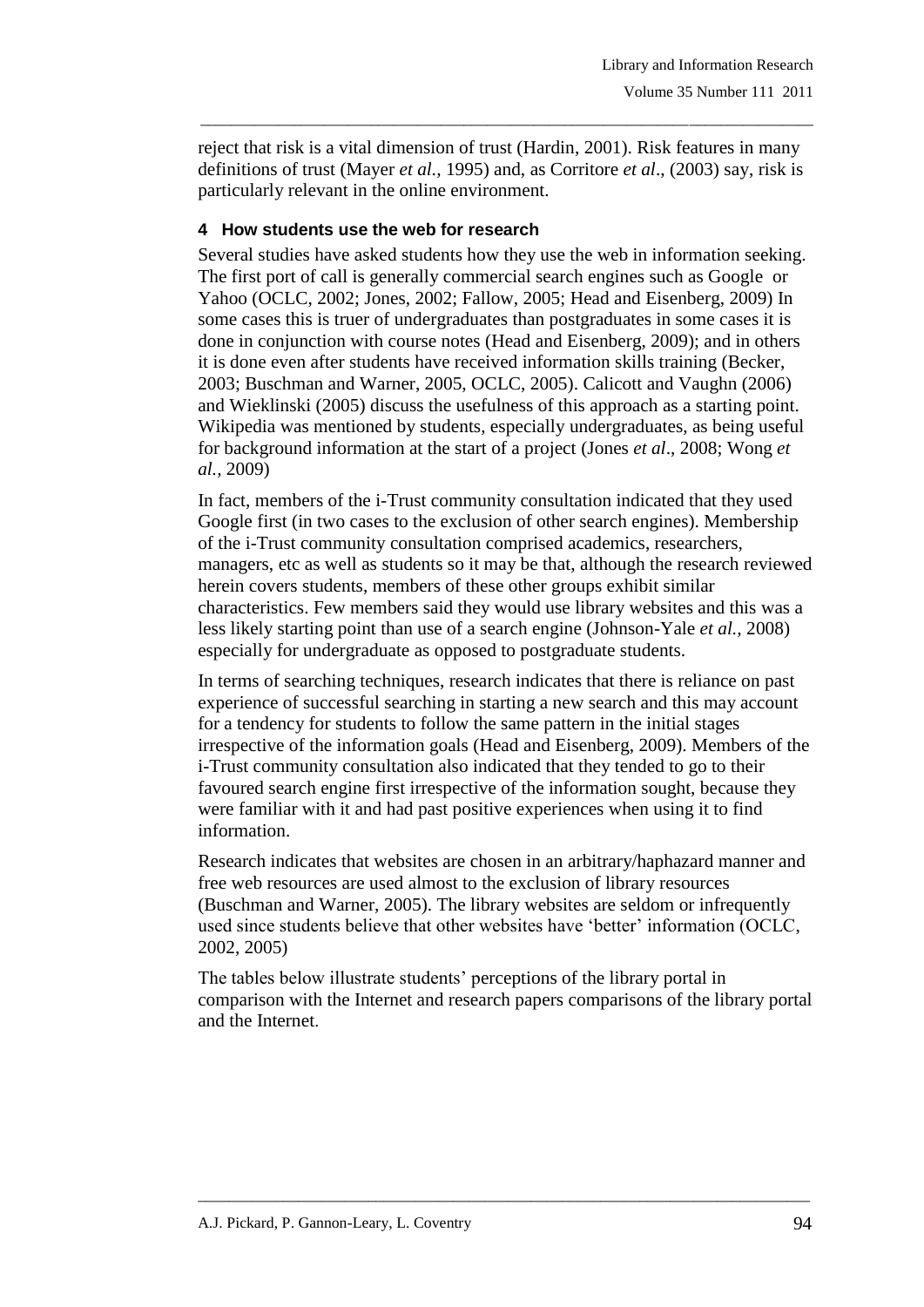reject that risk is a vital dimension of trust (Hardin, 2001). Risk features in many definitions of trust (Mayer *et al.,* 1995) and, as Corritore *et al*., (2003) say, risk is particularly relevant in the online environment.

## 4 How students use the web for research

Several studies have asked students how they use the web in information seeking. The first port of call is generally commercial search engines such as Google or Yahoo (OCLC, 2002; Jones, 2002; Fallow, 2005; Head and Eisenberg, 2009) In some cases this is truer of undergraduates than postgraduates in some cases it is done in conjunction with course notes (Head and Eisenberg, 2009); and in others it is done even after students have received information skills training (Becker, 2003; Buschman and Warner, 2005, OCLC, 2005). Calicott and Vaughn (2006) and Wieklinski (2005) discuss the usefulness of this approach as a starting point. Wikipedia was mentioned by students, especially undergraduates, as being useful for background information at the start of a project (Jones *et al*., 2008; Wong *et al.,* 2009)

In fact, members of the i-Trust community consultation indicated that they used Google first (in two cases to the exclusion of other search engines). Membership of the i-Trust community consultation comprised academics, researchers, managers, etc as well as students so it may be that, although the research reviewed herein covers students, members of these other groups exhibit similar characteristics. Few members said they would use library websites and this was a less likely starting point than use of a search engine (Johnson-Yale *et al.,* 2008) especially for undergraduate as opposed to postgraduate students.

In terms of searching techniques, research indicates that there is reliance on past experience of successful searching in starting a new search and this may account for a tendency for students to follow the same pattern in the initial stages irrespective of the information goals (Head and Eisenberg, 2009). Members of the i-Trust community consultation also indicated that they tended to go to their favoured search engine first irrespective of the information sought, because they were familiar with it and had past positive experiences when using it to find information.

Research indicates that websites are chosen in an arbitrary/haphazard manner and free web resources are used almost to the exclusion of library resources (Buschman and Warner, 2005). The library websites are seldom or infrequently used since students believe that other websites have 'better' information (OCLC, 2002, 2005)

The tables below illustrate students' perceptions of the library portal in comparison with the Internet and research papers comparisons of the library portal and the Internet.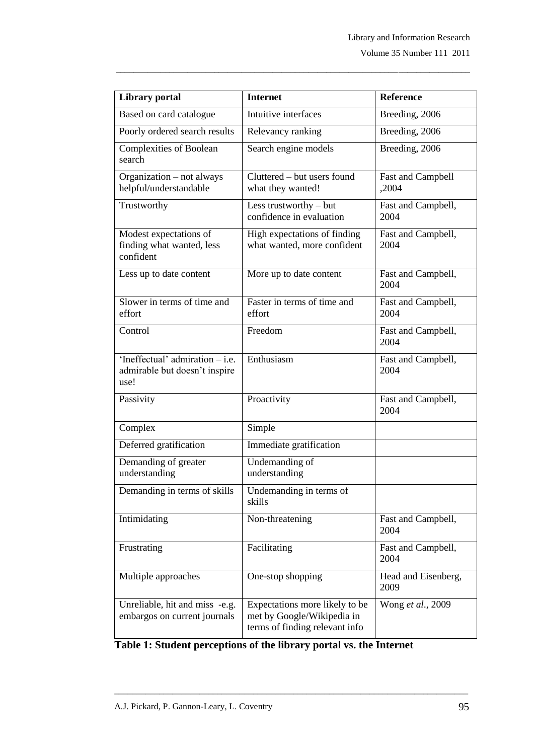| **Library portal** | **Internet** | **Reference** |
|---|---|---|
| Based on card catalogue | Intuitive interfaces | Breeding, 2006 |
| Poorly ordered search results | Relevancy ranking | Breeding, 2006 |
| Complexities of Boolean search | Search engine models | Breeding, 2006 |
| Organization – not always helpful/understandable | Cluttered – but users found what they wanted! | Fast and Campbell ,2004 |
| Trustworthy | Less trustworthy – but confidence in evaluation | Fast and Campbell, 2004 |
| Modest expectations of finding what wanted, less confident | High expectations of finding what wanted, more confident | Fast and Campbell, 2004 |
| Less up to date content | More up to date content | Fast and Campbell, 2004 |
| Slower in terms of time and effort | Faster in terms of time and effort | Fast and Campbell, 2004 |
| Control | Freedom | Fast and Campbell, 2004 |
| 'Ineffectual' admiration – i.e. admirable but doesn't inspire use! | Enthusiasm | Fast and Campbell, 2004 |
| Passivity | Proactivity | Fast and Campbell, 2004 |
| Complex | Simple | |
| Deferred gratification | Immediate gratification | |
| Demanding of greater understanding | Undemanding of understanding | |
| Demanding in terms of skills | Undemanding in terms of skills | |
| Intimidating | Non-threatening | Fast and Campbell, 2004 |
| Frustrating | Facilitating | Fast and Campbell, 2004 |
| Multiple approaches | One-stop shopping | Head and Eisenberg, 2009 |
| Unreliable, hit and miss -e.g. embargos on current journals | Expectations more likely to be met by Google/Wikipedia in terms of finding relevant info | Wong *et al*., 2009 |

**Table 1: Student perceptions of the library portal vs. the Internet**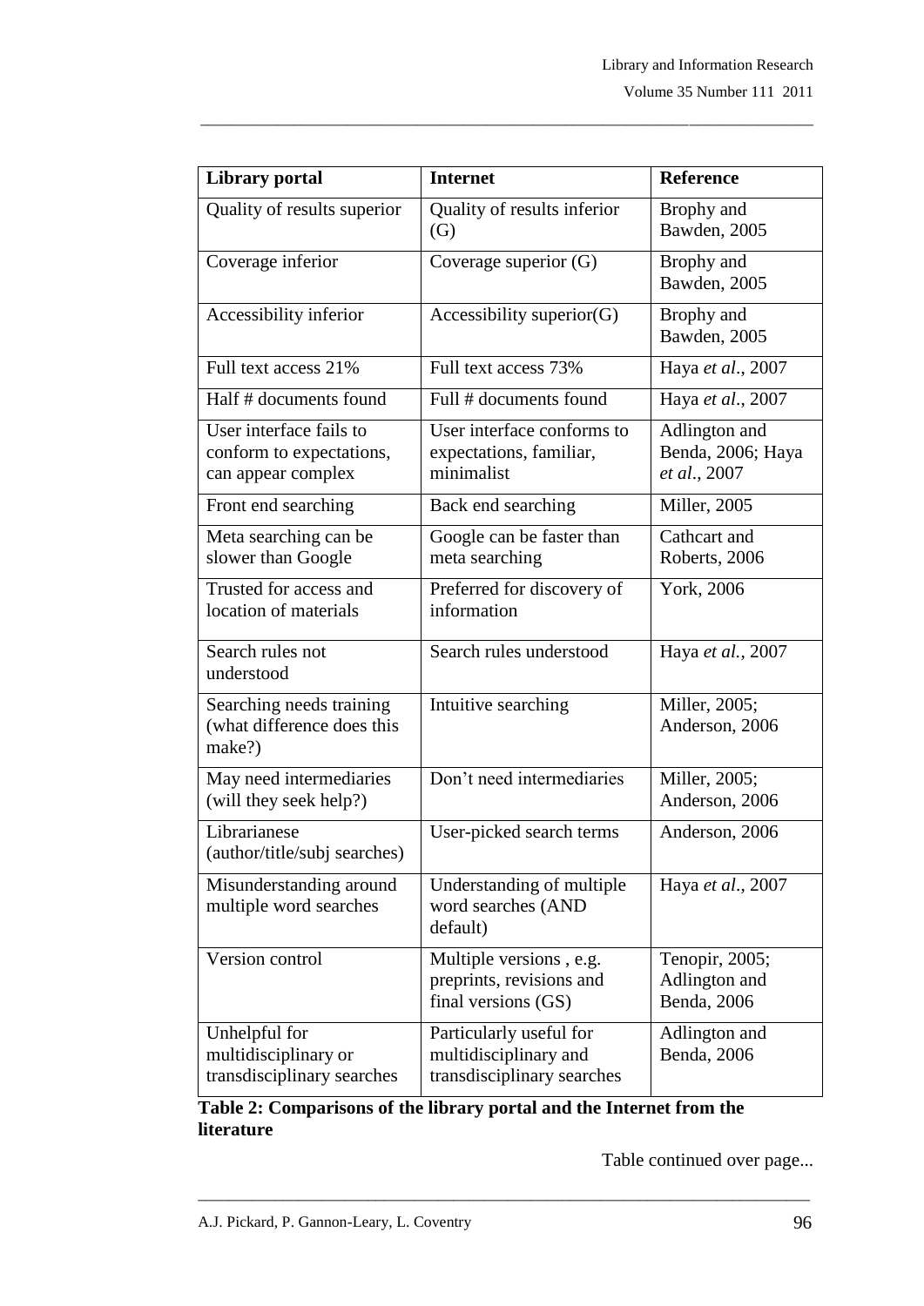| Library portal | Internet | Reference |
|---|---|---|
| Quality of results superior | Quality of results inferior (G) | Brophy and Bawden, 2005 |
| Coverage inferior | Coverage superior (G) | Brophy and Bawden, 2005 |
| Accessibility inferior | Accessibility superior(G) | Brophy and Bawden, 2005 |
| Full text access 21% | Full text access 73% | Haya *et al*., 2007 |
| Half # documents found | Full # documents found | Haya *et al*., 2007 |
| User interface fails to conform to expectations, can appear complex | User interface conforms to expectations, familiar, minimalist | Adlington and Benda, 2006; Haya *et al*., 2007 |
| Front end searching | Back end searching | Miller, 2005 |
| Meta searching can be slower than Google | Google can be faster than meta searching | Cathcart and Roberts, 2006 |
| Trusted for access and location of materials | Preferred for discovery of information | York, 2006 |
| Search rules not understood | Search rules understood | Haya *et al*., 2007 |
| Searching needs training (what difference does this make?) | Intuitive searching | Miller, 2005; Anderson, 2006 |
| May need intermediaries (will they seek help?) | Don't need intermediaries | Miller, 2005; Anderson, 2006 |
| Librarianese (author/title/subj searches) | User-picked search terms | Anderson, 2006 |
| Misunderstanding around multiple word searches | Understanding of multiple word searches (AND default) | Haya *et al*., 2007 |
| Version control | Multiple versions , e.g. preprints, revisions and final versions (GS) | Tenopir, 2005; Adlington and Benda, 2006 |
| Unhelpful for multidisciplinary or transdisciplinary searches | Particularly useful for multidisciplinary and transdisciplinary searches | Adlington and Benda, 2006 |

**Table 2: Comparisons of the library portal and the Internet from the literature**

Table continued over page...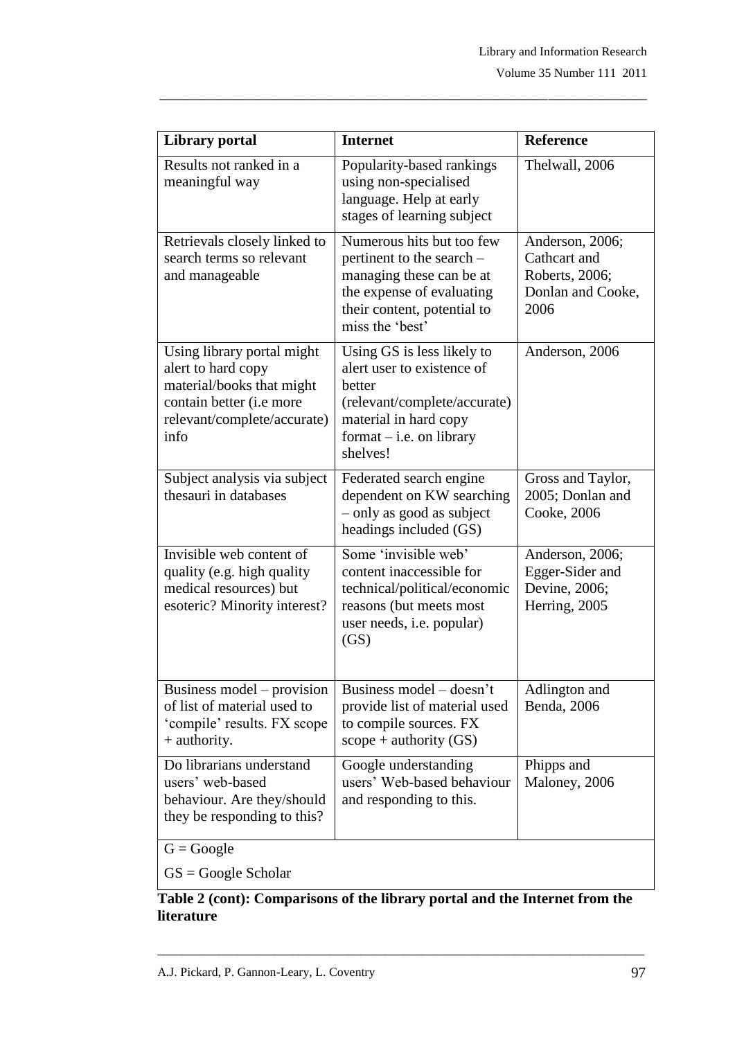| Library portal | Internet | Reference |
|---|---|---|
| Results not ranked in a meaningful way | Popularity-based rankings using non-specialised language. Help at early stages of learning subject | Thelwall, 2006 |
| Retrievals closely linked to search terms so relevant and manageable | Numerous hits but too few pertinent to the search – managing these can be at the expense of evaluating their content, potential to miss the 'best' | Anderson, 2006; Cathcart and Roberts, 2006; Donlan and Cooke, 2006 |
| Using library portal might alert to hard copy material/books that might contain better (i.e more relevant/complete/accurate) info | Using GS is less likely to alert user to existence of better (relevant/complete/accurate) material in hard copy format – i.e. on library shelves! | Anderson, 2006 |
| Subject analysis via subject thesauri in databases | Federated search engine dependent on KW searching – only as good as subject headings included (GS) | Gross and Taylor, 2005; Donlan and Cooke, 2006 |
| Invisible web content of quality (e.g. high quality medical resources) but esoteric? Minority interest? | Some 'invisible web' content inaccessible for technical/political/economic reasons (but meets most user needs, i.e. popular) (GS) | Anderson, 2006; Egger-Sider and Devine, 2006; Herring, 2005 |
| Business model – provision of list of material used to 'compile' results. FX scope + authority. | Business model – doesn't provide list of material used to compile sources. FX scope + authority (GS) | Adlington and Benda, 2006 |
| Do librarians understand users' web-based behaviour. Are they/should they be responding to this? | Google understanding users' Web-based behaviour and responding to this. | Phipps and Maloney, 2006 |
| G = Google<br>GS = Google Scholar | | |

**Table 2 (cont): Comparisons of the library portal and the Internet from the literature**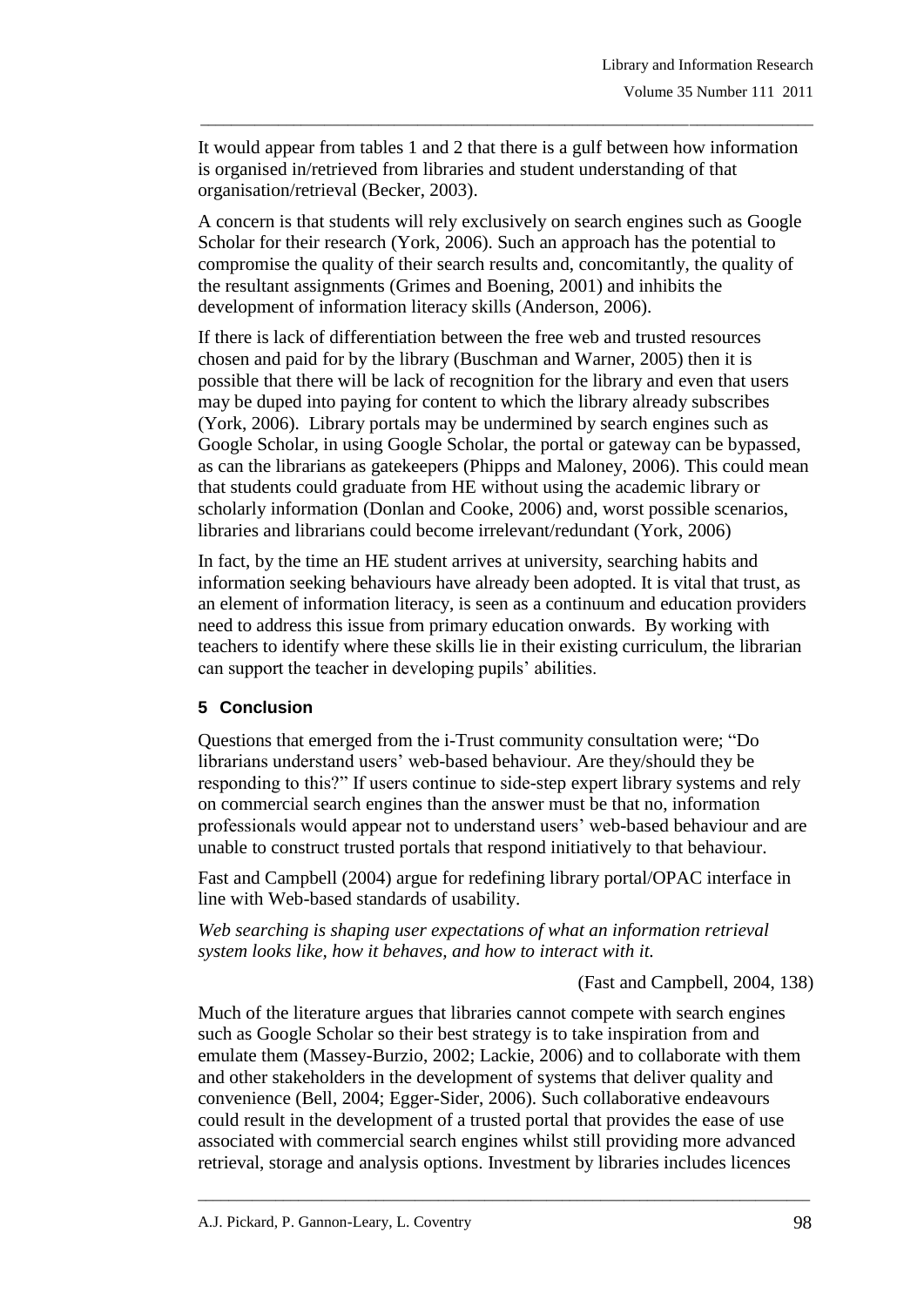It would appear from tables 1 and 2 that there is a gulf between how information is organised in/retrieved from libraries and student understanding of that organisation/retrieval (Becker, 2003).

A concern is that students will rely exclusively on search engines such as Google Scholar for their research (York, 2006). Such an approach has the potential to compromise the quality of their search results and, concomitantly, the quality of the resultant assignments (Grimes and Boening, 2001) and inhibits the development of information literacy skills (Anderson, 2006).

If there is lack of differentiation between the free web and trusted resources chosen and paid for by the library (Buschman and Warner, 2005) then it is possible that there will be lack of recognition for the library and even that users may be duped into paying for content to which the library already subscribes (York, 2006). Library portals may be undermined by search engines such as Google Scholar, in using Google Scholar, the portal or gateway can be bypassed, as can the librarians as gatekeepers (Phipps and Maloney, 2006). This could mean that students could graduate from HE without using the academic library or scholarly information (Donlan and Cooke, 2006) and, worst possible scenarios, libraries and librarians could become irrelevant/redundant (York, 2006)

In fact, by the time an HE student arrives at university, searching habits and information seeking behaviours have already been adopted. It is vital that trust, as an element of information literacy, is seen as a continuum and education providers need to address this issue from primary education onwards. By working with teachers to identify where these skills lie in their existing curriculum, the librarian can support the teacher in developing pupils' abilities.

## 5 Conclusion

Questions that emerged from the i-Trust community consultation were; "Do librarians understand users' web-based behaviour. Are they/should they be responding to this?" If users continue to side-step expert library systems and rely on commercial search engines than the answer must be that no, information professionals would appear not to understand users' web-based behaviour and are unable to construct trusted portals that respond initiatively to that behaviour.

Fast and Campbell (2004) argue for redefining library portal/OPAC interface in line with Web-based standards of usability.

*Web searching is shaping user expectations of what an information retrieval system looks like, how it behaves, and how to interact with it.*

(Fast and Campbell, 2004, 138)

Much of the literature argues that libraries cannot compete with search engines such as Google Scholar so their best strategy is to take inspiration from and emulate them (Massey-Burzio, 2002; Lackie, 2006) and to collaborate with them and other stakeholders in the development of systems that deliver quality and convenience (Bell, 2004; Egger-Sider, 2006). Such collaborative endeavours could result in the development of a trusted portal that provides the ease of use associated with commercial search engines whilst still providing more advanced retrieval, storage and analysis options. Investment by libraries includes licences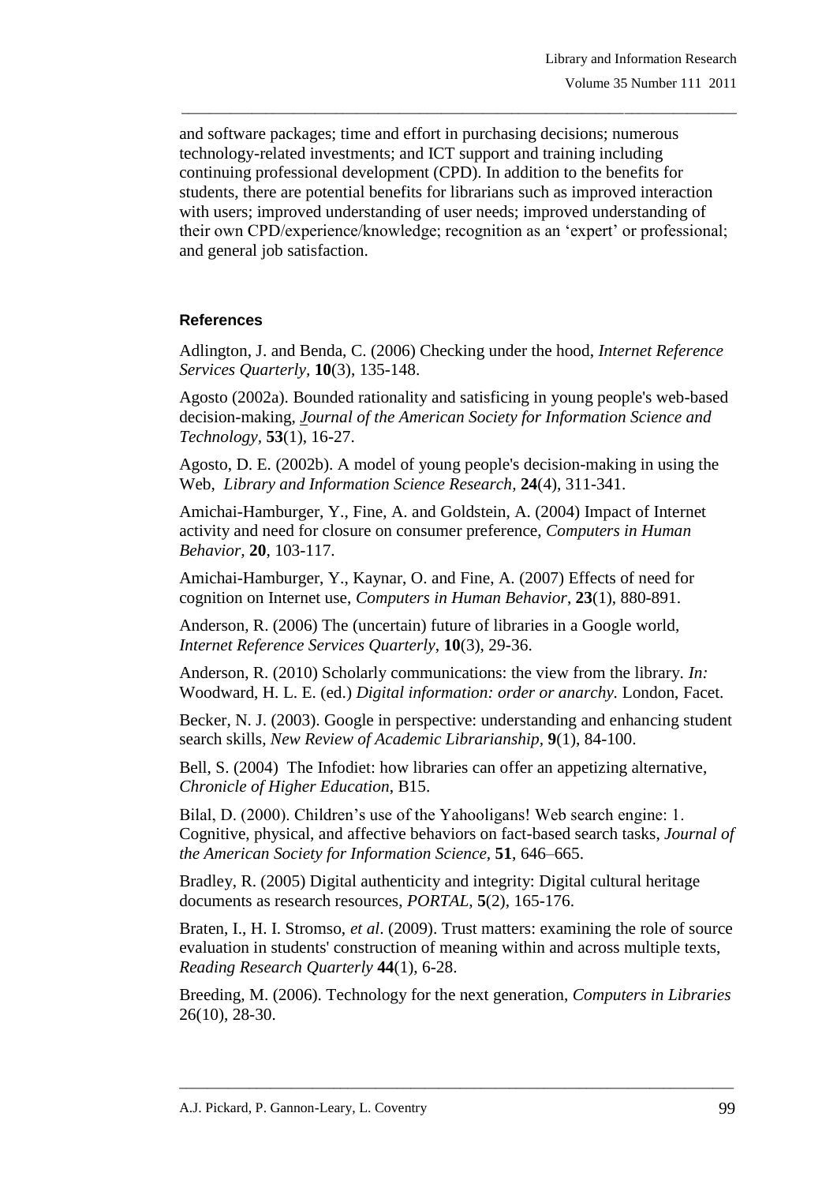and software packages; time and effort in purchasing decisions; numerous technology-related investments; and ICT support and training including continuing professional development (CPD). In addition to the benefits for students, there are potential benefits for librarians such as improved interaction with users; improved understanding of user needs; improved understanding of their own CPD/experience/knowledge; recognition as an 'expert' or professional; and general job satisfaction.

## References

Adlington, J. and Benda, C. (2006) Checking under the hood, *Internet Reference Services Quarterly*, **10**(3), 135-148.

Agosto (2002a). Bounded rationality and satisficing in young people's web-based decision-making, *Journal of the American Society for Information Science and Technology,* **53**(1), 16-27.

Agosto, D. E. (2002b). A model of young people's decision-making in using the Web, *Library and Information Science Research,* **24**(4), 311-341.

Amichai-Hamburger, Y., Fine, A. and Goldstein, A. (2004) Impact of Internet activity and need for closure on consumer preference, *Computers in Human Behavior,* **20**, 103-117.

Amichai-Hamburger, Y., Kaynar, O. and Fine, A. (2007) Effects of need for cognition on Internet use, *Computers in Human Behavior*, **23**(1), 880-891.

Anderson, R. (2006) The (uncertain) future of libraries in a Google world, *Internet Reference Services Quarterly*, **10**(3), 29-36.

Anderson, R. (2010) Scholarly communications: the view from the library. *In:* Woodward, H. L. E. (ed.) *Digital information: order or anarchy.* London, Facet.

Becker, N. J. (2003). Google in perspective: understanding and enhancing student search skills, *New Review of Academic Librarianship,* **9**(1), 84-100.

Bell, S. (2004) The Infodiet: how libraries can offer an appetizing alternative, *Chronicle of Higher Education*, B15.

Bilal, D. (2000). Children's use of the Yahooligans! Web search engine: 1. Cognitive, physical, and affective behaviors on fact-based search tasks, *Journal of the American Society for Information Science*, **51**, 646–665.

Bradley, R. (2005) Digital authenticity and integrity: Digital cultural heritage documents as research resources, *PORTAL,* **5**(2), 165-176.

Braten, I., H. I. Stromso, *et al*. (2009). Trust matters: examining the role of source evaluation in students' construction of meaning within and across multiple texts, *Reading Research Quarterly* **44**(1), 6-28.

Breeding, M. (2006). Technology for the next generation, *Computers in Libraries* 26(10), 28-30.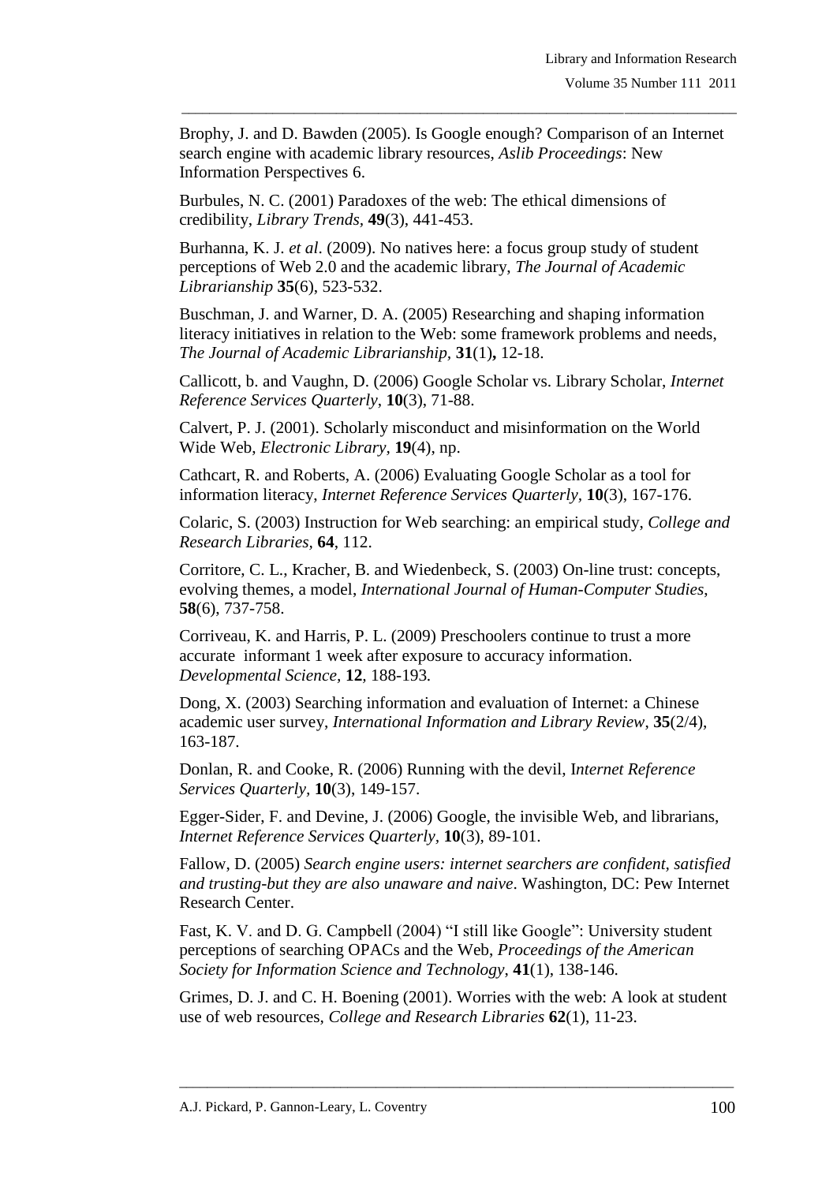Brophy, J. and D. Bawden (2005). Is Google enough? Comparison of an Internet search engine with academic library resources, *Aslib Proceedings*: New Information Perspectives 6.

Burbules, N. C. (2001) Paradoxes of the web: The ethical dimensions of credibility, *Library Trends*, **49**(3), 441-453.

Burhanna, K. J. *et al*. (2009). No natives here: a focus group study of student perceptions of Web 2.0 and the academic library, *The Journal of Academic Librarianship* **35**(6), 523-532.

Buschman, J. and Warner, D. A. (2005) Researching and shaping information literacy initiatives in relation to the Web: some framework problems and needs, *The Journal of Academic Librarianship,* **31**(1)**,** 12-18.

Callicott, b. and Vaughn, D. (2006) Google Scholar vs. Library Scholar, *Internet Reference Services Quarterly*, **10**(3), 71-88.

Calvert, P. J. (2001). Scholarly misconduct and misinformation on the World Wide Web, *Electronic Library,* **19**(4), np.

Cathcart, R. and Roberts, A. (2006) Evaluating Google Scholar as a tool for information literacy, *Internet Reference Services Quarterly,* **10**(3), 167-176.

Colaric, S. (2003) Instruction for Web searching: an empirical study, *College and Research Libraries*, **64**, 112.

Corritore, C. L., Kracher, B. and Wiedenbeck, S. (2003) On-line trust: concepts, evolving themes, a model, *International Journal of Human-Computer Studies*, **58**(6), 737-758.

Corriveau, K. and Harris, P. L. (2009) Preschoolers continue to trust a more accurate informant 1 week after exposure to accuracy information. *Developmental Science,* **12**, 188-193.

Dong, X. (2003) Searching information and evaluation of Internet: a Chinese academic user survey, *International Information and Library Review*, **35**(2/4), 163-187.

Donlan, R. and Cooke, R. (2006) Running with the devil, I*nternet Reference Services Quarterly,* **10**(3), 149-157.

Egger-Sider, F. and Devine, J. (2006) Google, the invisible Web, and librarians, *Internet Reference Services Quarterly,* **10**(3), 89-101.

Fallow, D. (2005) *Search engine users: internet searchers are confident, satisfied and trusting-but they are also unaware and naive*. Washington, DC: Pew Internet Research Center.

Fast, K. V. and D. G. Campbell (2004) "I still like Google": University student perceptions of searching OPACs and the Web, *Proceedings of the American Society for Information Science and Technology*, **41**(1), 138-146.

Grimes, D. J. and C. H. Boening (2001). Worries with the web: A look at student use of web resources, *College and Research Libraries* **62**(1), 11-23.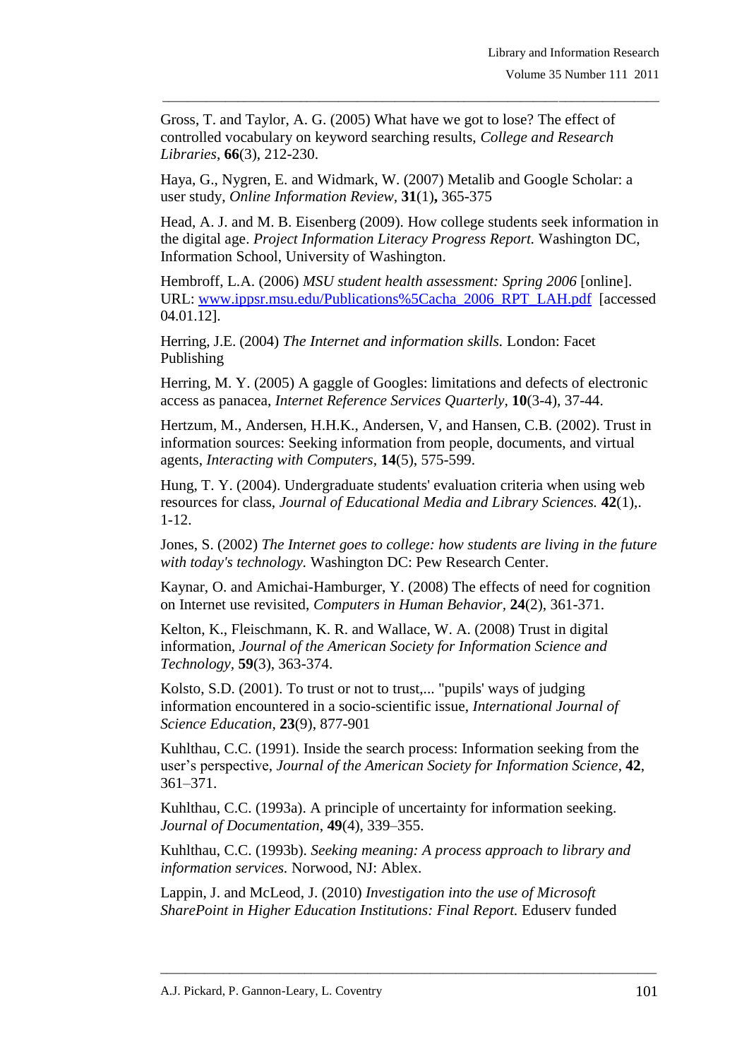Gross, T. and Taylor, A. G. (2005) What have we got to lose? The effect of controlled vocabulary on keyword searching results, *College and Research Libraries*, **66**(3), 212-230.

Haya, G., Nygren, E. and Widmark, W. (2007) Metalib and Google Scholar: a user study, *Online Information Review*, **31**(1)**,** 365-375

Head, A. J. and M. B. Eisenberg (2009). How college students seek information in the digital age. *Project Information Literacy Progress Report.* Washington DC, Information School, University of Washington.

Hembroff, L.A. (2006) *MSU student health assessment: Spring 2006* [online]. URL: [www.ippsr.msu.edu/Publications%5Cacha_2006_RPT_LAH.pdf](www.ippsr.msu.edu/Publications%5Cacha_2006_RPT_LAH.pdf) [accessed 04.01.12].

Herring, J.E. (2004) *The Internet and information skills.* London: Facet Publishing

Herring, M. Y. (2005) A gaggle of Googles: limitations and defects of electronic access as panacea, *Internet Reference Services Quarterly*, **10**(3-4), 37-44.

Hertzum, M., Andersen, H.H.K., Andersen, V, and Hansen, C.B. (2002). Trust in information sources: Seeking information from people, documents, and virtual agents, *Interacting with Computers*, **14**(5), 575-599.

Hung, T. Y. (2004). Undergraduate students' evaluation criteria when using web resources for class, *Journal of Educational Media and Library Sciences.* **42**(1),. 1-12.

Jones, S. (2002) *The Internet goes to college: how students are living in the future with today's technology.* Washington DC: Pew Research Center.

Kaynar, O. and Amichai-Hamburger, Y. (2008) The effects of need for cognition on Internet use revisited, *Computers in Human Behavior*, **24**(2), 361-371.

Kelton, K., Fleischmann, K. R. and Wallace, W. A. (2008) Trust in digital information, *Journal of the American Society for Information Science and Technology*, **59**(3), 363-374.

Kolsto, S.D. (2001). To trust or not to trust,... "pupils' ways of judging information encountered in a socio-scientific issue, *International Journal of Science Education*, **23**(9), 877-901

Kuhlthau, C.C. (1991). Inside the search process: Information seeking from the user's perspective, *Journal of the American Society for Information Science*, **42**, 361–371.

Kuhlthau, C.C. (1993a). A principle of uncertainty for information seeking. *Journal of Documentation*, **49**(4), 339–355.

Kuhlthau, C.C. (1993b). *Seeking meaning: A process approach to library and information services.* Norwood, NJ: Ablex.

Lappin, J. and McLeod, J. (2010) *Investigation into the use of Microsoft SharePoint in Higher Education Institutions: Final Report.* Eduserv funded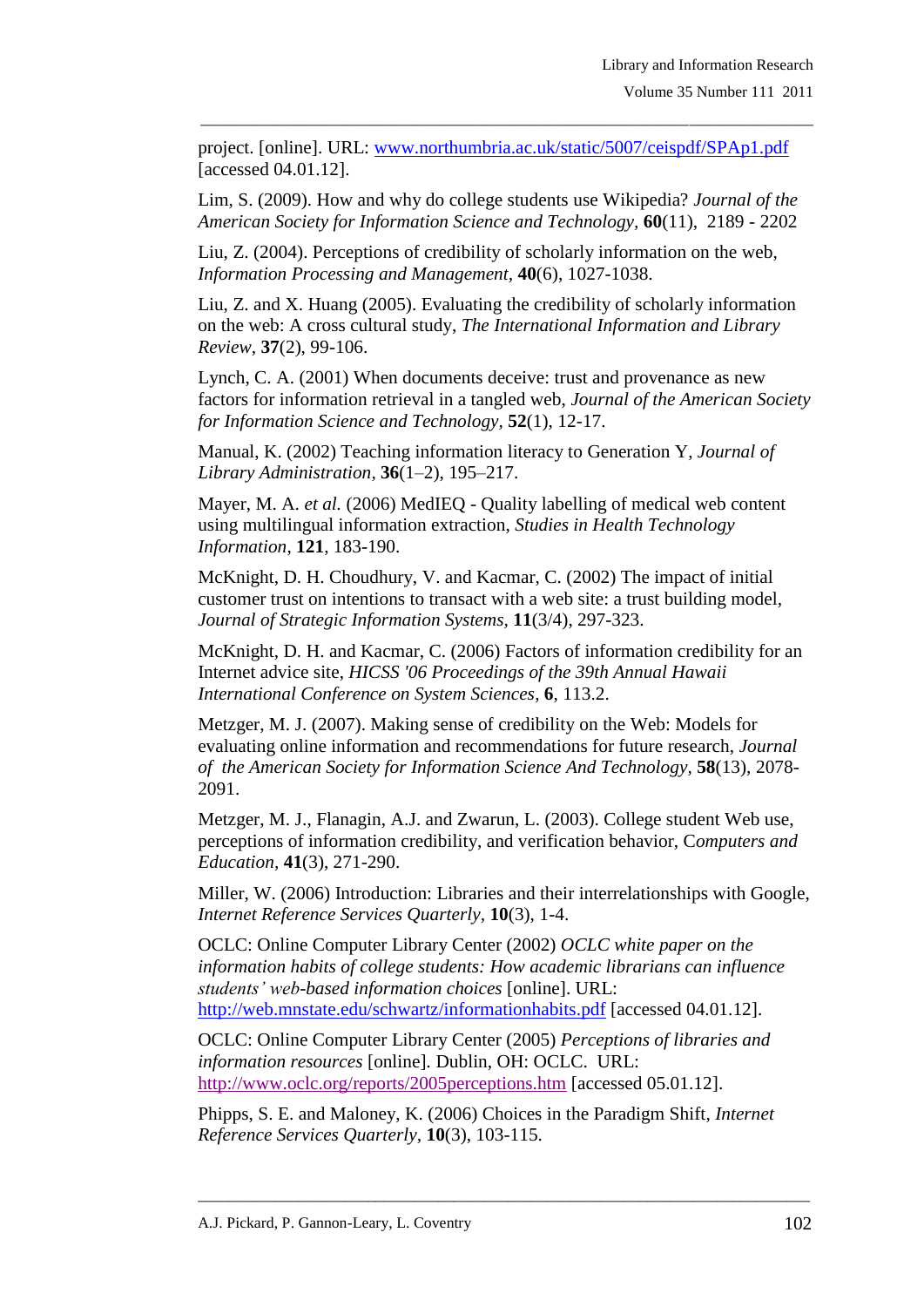project. [online]. URL: www.northumbria.ac.uk/static/5007/ceispdf/SPAp1.pdf [accessed 04.01.12].

Lim, S. (2009). How and why do college students use Wikipedia? *Journal of the American Society for Information Science and Technology*, **60**(11), 2189 - 2202

Liu, Z. (2004). Perceptions of credibility of scholarly information on the web, *Information Processing and Management*, **40**(6), 1027-1038.

Liu, Z. and X. Huang (2005). Evaluating the credibility of scholarly information on the web: A cross cultural study, *The International Information and Library Review*, **37**(2), 99-106.

Lynch, C. A. (2001) When documents deceive: trust and provenance as new factors for information retrieval in a tangled web, *Journal of the American Society for Information Science and Technology*, **52**(1), 12-17.

Manual, K. (2002) Teaching information literacy to Generation Y, *Journal of Library Administration*, **36**(1–2), 195–217.

Mayer, M. A. *et al.* (2006) MedIEQ - Quality labelling of medical web content using multilingual information extraction, *Studies in Health Technology Information*, **121**, 183-190.

McKnight, D. H. Choudhury, V. and Kacmar, C. (2002) The impact of initial customer trust on intentions to transact with a web site: a trust building model, *Journal of Strategic Information Systems*, **11**(3/4), 297-323.

McKnight, D. H. and Kacmar, C. (2006) Factors of information credibility for an Internet advice site, *HICSS '06 Proceedings of the 39th Annual Hawaii International Conference on System Sciences*, **6**, 113.2.

Metzger, M. J. (2007). Making sense of credibility on the Web: Models for evaluating online information and recommendations for future research, *Journal of the American Society for Information Science And Technology*, **58**(13), 2078-2091.

Metzger, M. J., Flanagin, A.J. and Zwarun, L. (2003). College student Web use, perceptions of information credibility, and verification behavior, *Computers and Education*, **41**(3), 271-290.

Miller, W. (2006) Introduction: Libraries and their interrelationships with Google, *Internet Reference Services Quarterly*, **10**(3), 1-4.

OCLC: Online Computer Library Center (2002) *OCLC white paper on the information habits of college students: How academic librarians can influence students' web-based information choices* [online]. URL: http://web.mnstate.edu/schwartz/informationhabits.pdf [accessed 04.01.12].

OCLC: Online Computer Library Center (2005) *Perceptions of libraries and information resources* [online]. Dublin, OH: OCLC. URL: http://www.oclc.org/reports/2005perceptions.htm [accessed 05.01.12].

Phipps, S. E. and Maloney, K. (2006) Choices in the Paradigm Shift, *Internet Reference Services Quarterly*, **10**(3), 103-115.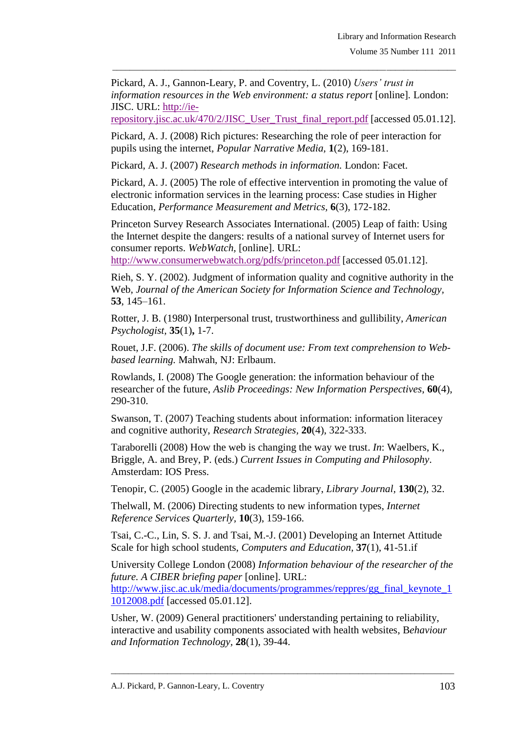Pickard, A. J., Gannon-Leary, P. and Coventry, L. (2010) *Users' trust in information resources in the Web environment: a status report* [online]. London: JISC. URL: http://ie-repository.jisc.ac.uk/470/2/JISC_User_Trust_final_report.pdf [accessed 05.01.12].

Pickard, A. J. (2008) Rich pictures: Researching the role of peer interaction for pupils using the internet, *Popular Narrative Media,* **1**(2), 169-181.

Pickard, A. J. (2007) *Research methods in information.* London: Facet.

Pickard, A. J. (2005) The role of effective intervention in promoting the value of electronic information services in the learning process: Case studies in Higher Education, *Performance Measurement and Metrics,* **6**(3), 172-182.

Princeton Survey Research Associates International. (2005) Leap of faith: Using the Internet despite the dangers: results of a national survey of Internet users for consumer reports. *WebWatch,* [online]. URL: http://www.consumerwebwatch.org/pdfs/princeton.pdf [accessed 05.01.12].

Rieh, S. Y. (2002). Judgment of information quality and cognitive authority in the Web, *Journal of the American Society for Information Science and Technology,* **53**, 145–161.

Rotter, J. B. (1980) Interpersonal trust, trustworthiness and gullibility, *American Psychologist*, **35**(1)**,** 1-7.

Rouet, J.F. (2006). *The skills of document use: From text comprehension to Web-based learning.* Mahwah, NJ: Erlbaum.

Rowlands, I. (2008) The Google generation: the information behaviour of the researcher of the future, *Aslib Proceedings: New Information Perspectives*, **60**(4), 290-310.

Swanson, T. (2007) Teaching students about information: information literacey and cognitive authority, *Research Strategies,* **20**(4), 322-333.

Taraborelli (2008) How the web is changing the way we trust. *In*: Waelbers, K., Briggle, A. and Brey, P. (eds.) *Current Issues in Computing and Philosophy*. Amsterdam: IOS Press.

Tenopir, C. (2005) Google in the academic library, *Library Journal*, **130**(2), 32.

Thelwall, M. (2006) Directing students to new information types, *Internet Reference Services Quarterly*, **10**(3), 159-166.

Tsai, C.-C., Lin, S. S. J. and Tsai, M.-J. (2001) Developing an Internet Attitude Scale for high school students, *Computers and Education*, **37**(1), 41-51.if

University College London (2008) *Information behaviour of the researcher of the future. A CIBER briefing paper* [online]. URL: http://www.jisc.ac.uk/media/documents/programmes/reppres/gg_final_keynote_11012008.pdf [accessed 05.01.12].

Usher, W. (2009) General practitioners' understanding pertaining to reliability, interactive and usability components associated with health websites, B*ehaviour and Information Technology*, **28**(1), 39-44.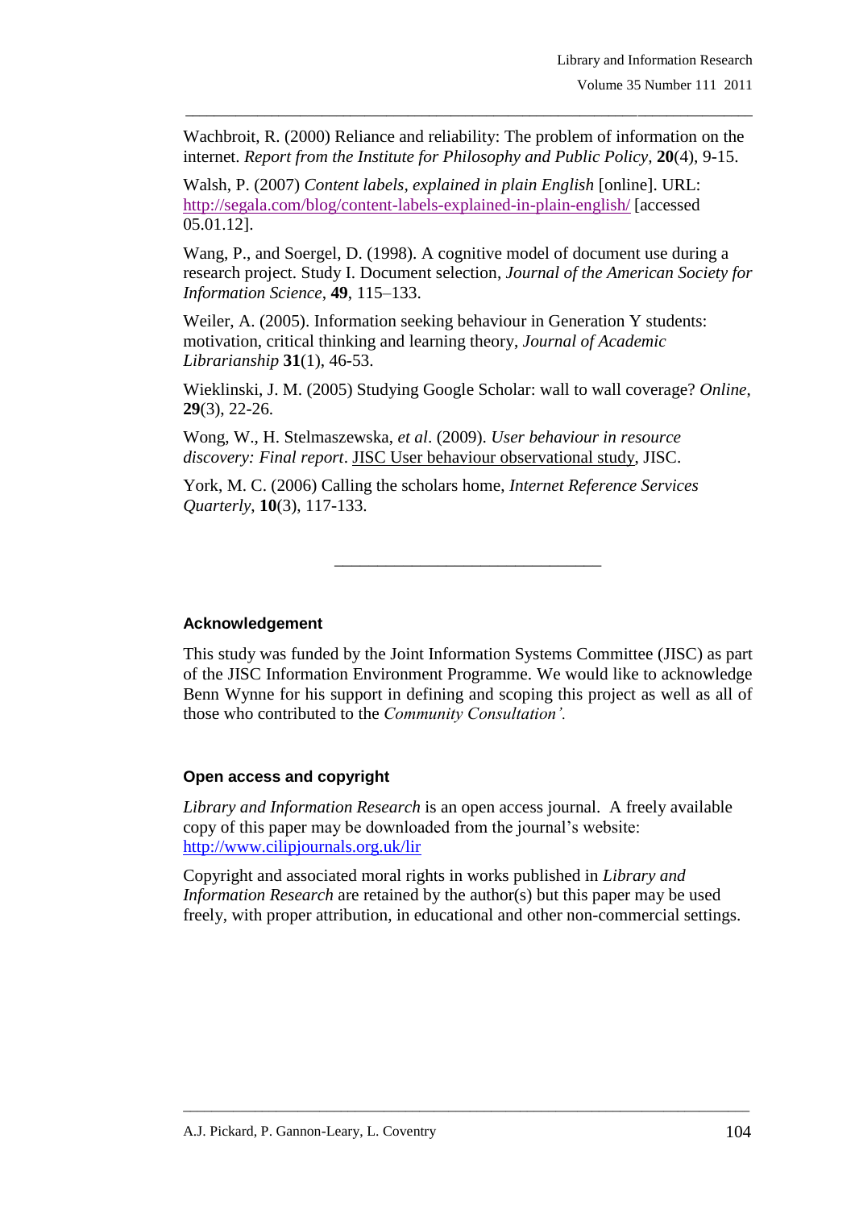Wachbroit, R. (2000) Reliance and reliability: The problem of information on the internet. *Report from the Institute for Philosophy and Public Policy*, **20**(4), 9-15.

Walsh, P. (2007) *Content labels, explained in plain English* [online]. URL: http://segala.com/blog/content-labels-explained-in-plain-english/ [accessed 05.01.12].

Wang, P., and Soergel, D. (1998). A cognitive model of document use during a research project. Study I. Document selection, *Journal of the American Society for Information Science*, **49**, 115–133.

Weiler, A. (2005). Information seeking behaviour in Generation Y students: motivation, critical thinking and learning theory, *Journal of Academic Librarianship* **31**(1), 46-53.

Wieklinski, J. M. (2005) Studying Google Scholar: wall to wall coverage? *Online*, **29**(3), 22-26.

Wong, W., H. Stelmaszewska, *et al*. (2009). *User behaviour in resource discovery: Final report*. JISC User behaviour observational study, JISC.

York, M. C. (2006) Calling the scholars home, *Internet Reference Services Quarterly*, **10**(3), 117-133.

---

#### Acknowledgement

This study was funded by the Joint Information Systems Committee (JISC) as part of the JISC Information Environment Programme. We would like to acknowledge Benn Wynne for his support in defining and scoping this project as well as all of those who contributed to the *Community Consultation'.*

#### Open access and copyright

*Library and Information Research* is an open access journal. A freely available copy of this paper may be downloaded from the journal's website: http://www.cilipjournals.org.uk/lir

Copyright and associated moral rights in works published in *Library and Information Research* are retained by the author(s) but this paper may be used freely, with proper attribution, in educational and other non-commercial settings.